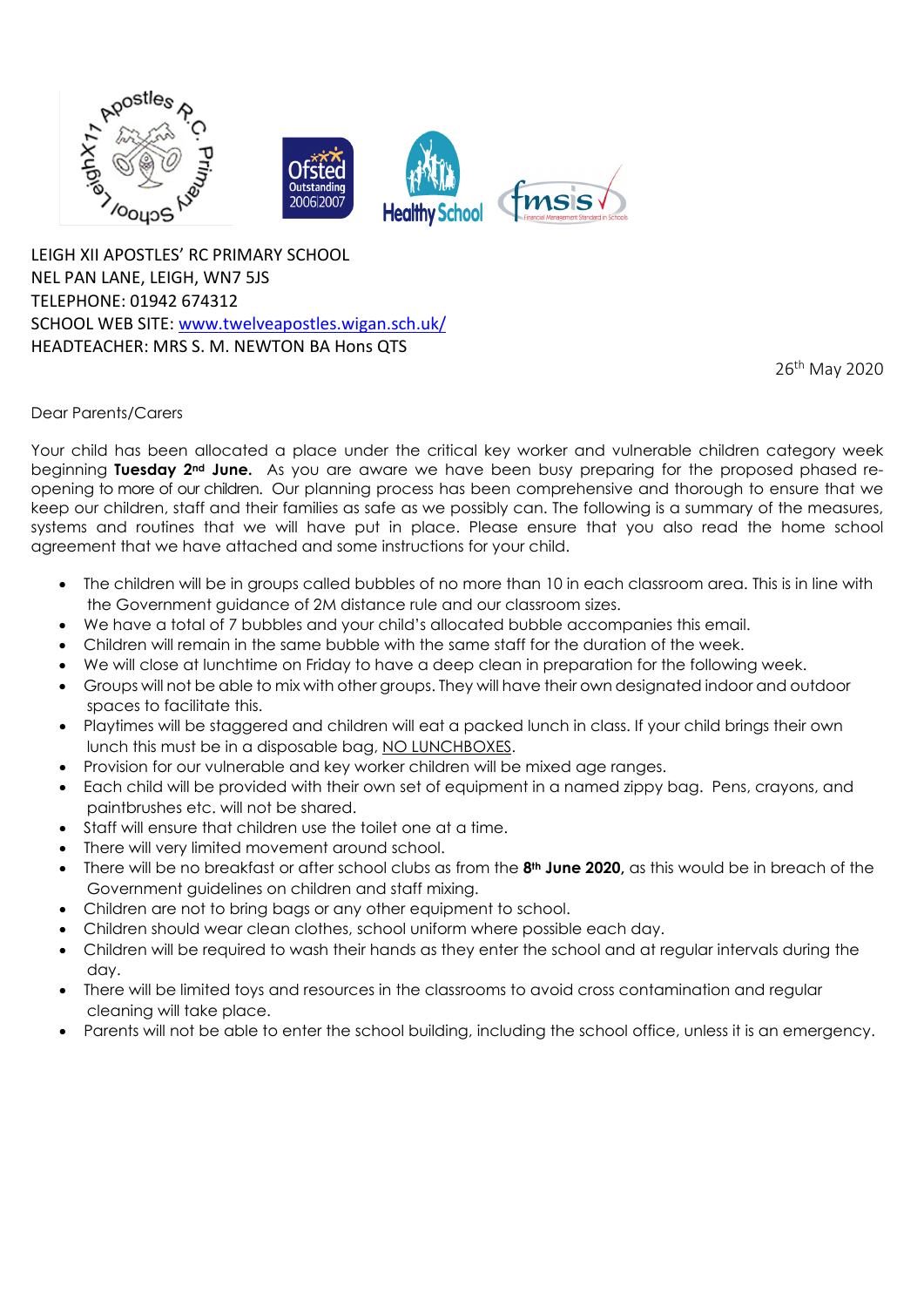LEIGH XII APOSTLES' RC PRIMARY SCHOOL
NEL PAN LANE, LEIGH, WN7 5JS
TELEPHONE: 01942 674312
SCHOOL WEB SITE: [www.twelveapostles.wigan.sch.uk/](http://www.twelveapostles.wigan.sch.uk/)
HEADTEACHER: MRS S. M. NEWTON BA Hons QTS

26th May 2020

Dear Parents/Carers

Your child has been allocated a place under the critical key worker and vulnerable children category week beginning **Tuesday 2nd June.** As you are aware we have been busy preparing for the proposed phased re-opening to more of our children. Our planning process has been comprehensive and thorough to ensure that we keep our children, staff and their families as safe as we possibly can. The following is a summary of the measures, systems and routines that we will have put in place. Please ensure that you also read the home school agreement that we have attached and some instructions for your child.

- The children will be in groups called bubbles of no more than 10 in each classroom area. This is in line with the Government guidance of 2M distance rule and our classroom sizes.
- We have a total of 7 bubbles and your child's allocated bubble accompanies this email.
- Children will remain in the same bubble with the same staff for the duration of the week.
- We will close at lunchtime on Friday to have a deep clean in preparation for the following week.
- Groups will not be able to mix with other groups. They will have their own designated indoor and outdoor spaces to facilitate this.
- Playtimes will be staggered and children will eat a packed lunch in class. If your child brings their own lunch this must be in a disposable bag, NO LUNCHBOXES.
- Provision for our vulnerable and key worker children will be mixed age ranges.
- Each child will be provided with their own set of equipment in a named zippy bag. Pens, crayons, and paintbrushes etc. will not be shared.
- Staff will ensure that children use the toilet one at a time.
- There will very limited movement around school.
- There will be no breakfast or after school clubs as from the **8th June 2020,** as this would be in breach of the Government guidelines on children and staff mixing.
- Children are not to bring bags or any other equipment to school.
- Children should wear clean clothes, school uniform where possible each day.
- Children will be required to wash their hands as they enter the school and at regular intervals during the day.
- There will be limited toys and resources in the classrooms to avoid cross contamination and regular cleaning will take place.
- Parents will not be able to enter the school building, including the school office, unless it is an emergency.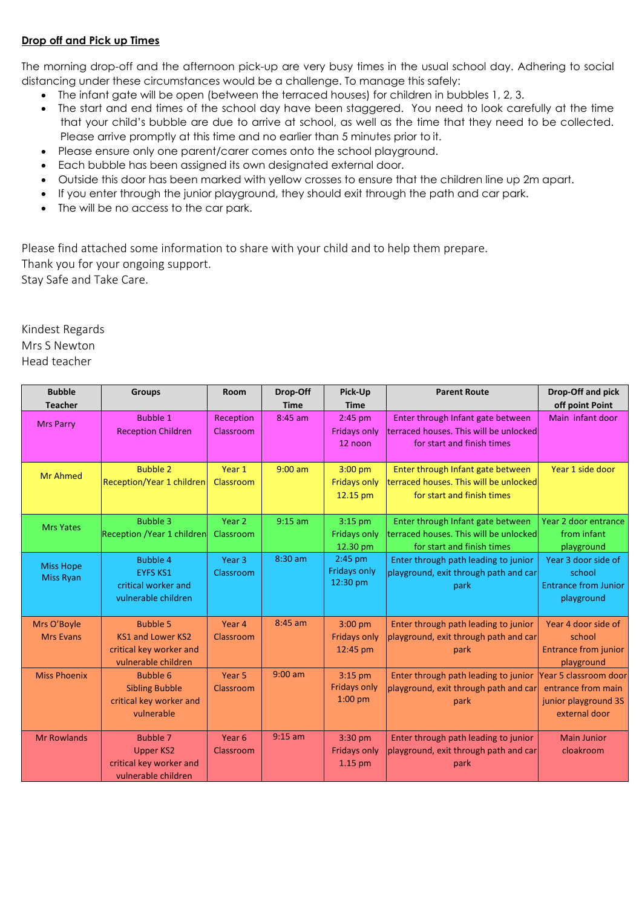**Drop off and Pick up Times**

The morning drop-off and the afternoon pick-up are very busy times in the usual school day. Adhering to social distancing under these circumstances would be a challenge. To manage this safely:

- The infant gate will be open (between the terraced houses) for children in bubbles 1, 2, 3.
- The start and end times of the school day have been staggered. You need to look carefully at the time that your child's bubble are due to arrive at school, as well as the time that they need to be collected. Please arrive promptly at this time and no earlier than 5 minutes prior to it.
- Please ensure only one parent/carer comes onto the school playground.
- Each bubble has been assigned its own designated external door.
- Outside this door has been marked with yellow crosses to ensure that the children line up 2m apart.
- If you enter through the junior playground, they should exit through the path and car park.
- The will be no access to the car park.

Please find attached some information to share with your child and to help them prepare.
Thank you for your ongoing support.
Stay Safe and Take Care.

Kindest Regards
Mrs S Newton
Head teacher

| Bubble Teacher | Groups | Room | Drop-Off Time | Pick-Up Time | Parent Route | Drop-Off and pick off point Point |
|---|---|---|---|---|---|---|
| Mrs Parry | Bubble 1 Reception Children | Reception Classroom | 8:45 am | 2:45 pm Fridays only 12 noon | Enter through Infant gate between terraced houses. This will be unlocked for start and finish times | Main infant door |
| Mr Ahmed | Bubble 2 Reception/Year 1 children | Year 1 Classroom | 9:00 am | 3:00 pm Fridays only 12.15 pm | Enter through Infant gate between terraced houses. This will be unlocked for start and finish times | Year 1 side door |
| Mrs Yates | Bubble 3 Reception /Year 1 children | Year 2 Classroom | 9:15 am | 3:15 pm Fridays only 12.30 pm | Enter through Infant gate between terraced houses. This will be unlocked for start and finish times | Year 2 door entrance from infant playground |
| Miss Hope Miss Ryan | Bubble 4 EYFS KS1 critical worker and vulnerable children | Year 3 Classroom | 8:30 am | 2:45 pm Fridays only 12:30 pm | Enter through path leading to junior playground, exit through path and car park | Year 3 door side of school Entrance from Junior playground |
| Mrs O'Boyle Mrs Evans | Bubble 5 KS1 and Lower KS2 critical key worker and vulnerable children | Year 4 Classroom | 8:45 am | 3:00 pm Fridays only 12:45 pm | Enter through path leading to junior playground, exit through path and car park | Year 4 door side of school Entrance from junior playground |
| Miss Phoenix | Bubble 6 Sibling Bubble critical key worker and vulnerable | Year 5 Classroom | 9:00 am | 3:15 pm Fridays only 1:00 pm | Enter through path leading to junior playground, exit through path and car park | Year 5 classroom door entrance from main junior playground 3S external door |
| Mr Rowlands | Bubble 7 Upper KS2 critical key worker and vulnerable children | Year 6 Classroom | 9:15 am | 3:30 pm Fridays only 1.15 pm | Enter through path leading to junior playground, exit through path and car park | Main Junior cloakroom |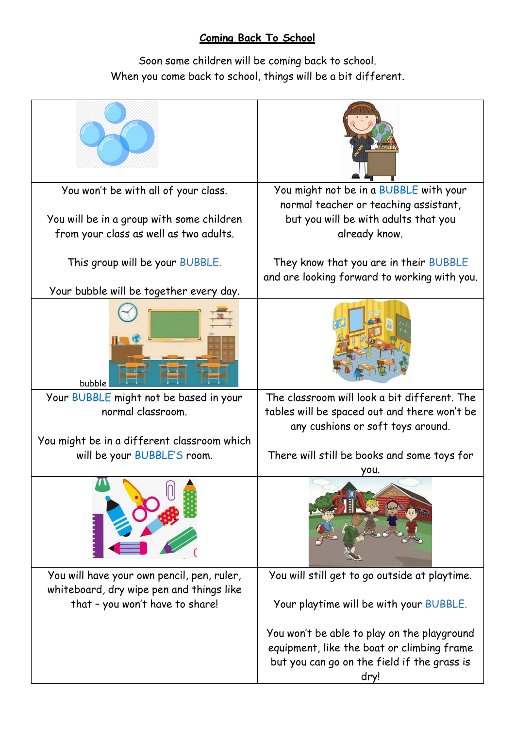**Coming Back To School**

Soon some children will be coming back to school.
When you come back to school, things will be a bit different.

| | |
|---|---|
| You won't be with all of your class.<br><br>You will be in a group with some children from your class as well as two adults.<br><br>This group will be your BUBBLE.<br><br>Your bubble will be together every day. | You might not be in a BUBBLE with your normal teacher or teaching assistant, but you will be with adults that you already know.<br><br>They know that you are in their BUBBLE and are looking forward to working with you. |
| bubble | |
| Your BUBBLE might not be based in your normal classroom.<br><br>You might be in a different classroom which will be your BUBBLE'S room. | The classroom will look a bit different. The tables will be spaced out and there won't be any cushions or soft toys around.<br><br>There will still be books and some toys for you. |
| You will have your own pencil, pen, ruler, whiteboard, dry wipe pen and things like that – you won't have to share! | You will still get to go outside at playtime.<br><br>Your playtime will be with your BUBBLE.<br><br>You won't be able to play on the playground equipment, like the boat or climbing frame but you can go on the field if the grass is dry! |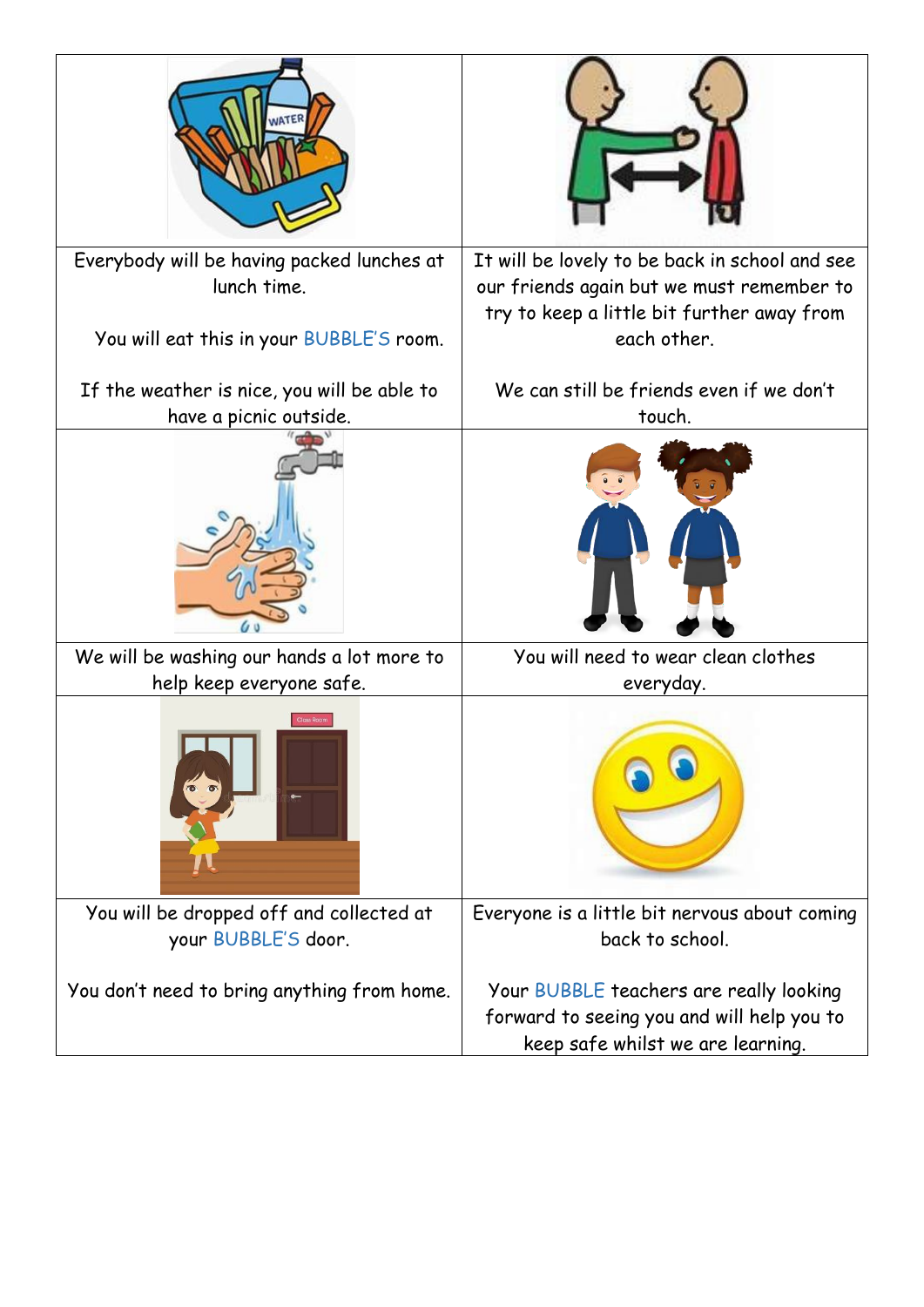| | |
|---|---|
| Everybody will be having packed lunches at lunch time.<br><br>You will eat this in your BUBBLE'S room.<br><br>If the weather is nice, you will be able to have a picnic outside. | It will be lovely to be back in school and see our friends again but we must remember to try to keep a little bit further away from each other.<br><br>We can still be friends even if we don't touch. |
| We will be washing our hands a lot more to help keep everyone safe. | You will need to wear clean clothes everyday. |
| You will be dropped off and collected at your BUBBLE'S door.<br><br>You don't need to bring anything from home. | Everyone is a little bit nervous about coming back to school.<br><br>Your BUBBLE teachers are really looking forward to seeing you and will help you to keep safe whilst we are learning. |